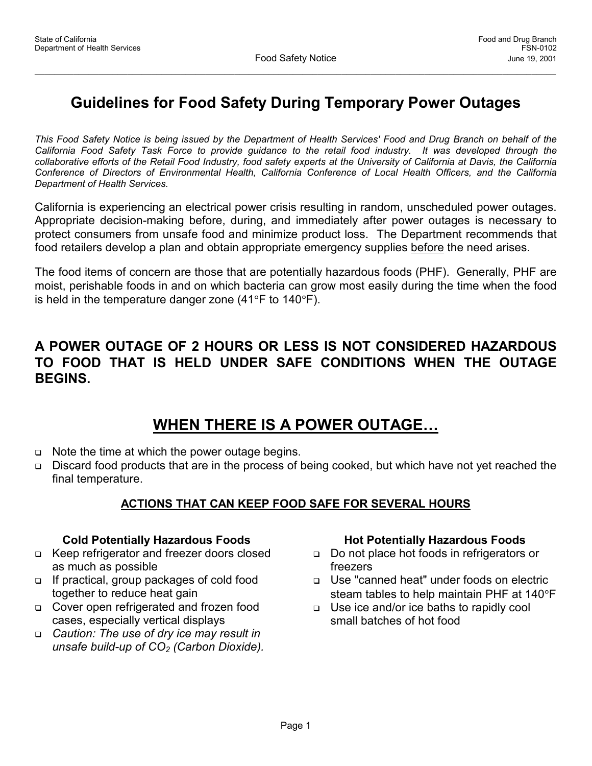State of California
Department of Health Services

Food Safety Notice

Food and Drug Branch
FSN-0102
June 19, 2001

# Guidelines for Food Safety During Temporary Power Outages

*This Food Safety Notice is being issued by the Department of Health Services' Food and Drug Branch on behalf of the California Food Safety Task Force to provide guidance to the retail food industry. It was developed through the collaborative efforts of the Retail Food Industry, food safety experts at the University of California at Davis, the California Conference of Directors of Environmental Health, California Conference of Local Health Officers, and the California Department of Health Services.*

California is experiencing an electrical power crisis resulting in random, unscheduled power outages. Appropriate decision-making before, during, and immediately after power outages is necessary to protect consumers from unsafe food and minimize product loss. The Department recommends that food retailers develop a plan and obtain appropriate emergency supplies <u>before</u> the need arises.

The food items of concern are those that are potentially hazardous foods (PHF). Generally, PHF are moist, perishable foods in and on which bacteria can grow most easily during the time when the food is held in the temperature danger zone (41°F to 140°F).

**A POWER OUTAGE OF 2 HOURS OR LESS IS NOT CONSIDERED HAZARDOUS TO FOOD THAT IS HELD UNDER SAFE CONDITIONS WHEN THE OUTAGE BEGINS.**

## WHEN THERE IS A POWER OUTAGE…

- Note the time at which the power outage begins.
- Discard food products that are in the process of being cooked, but which have not yet reached the final temperature.

### ACTIONS THAT CAN KEEP FOOD SAFE FOR SEVERAL HOURS

**Cold Potentially Hazardous Foods**

- Keep refrigerator and freezer doors closed as much as possible
- If practical, group packages of cold food together to reduce heat gain
- Cover open refrigerated and frozen food cases, especially vertical displays
- *Caution: The use of dry ice may result in unsafe build-up of $CO_2$ (Carbon Dioxide).*

**Hot Potentially Hazardous Foods**

- Do not place hot foods in refrigerators or freezers
- Use "canned heat" under foods on electric steam tables to help maintain PHF at 140°F
- Use ice and/or ice baths to rapidly cool small batches of hot food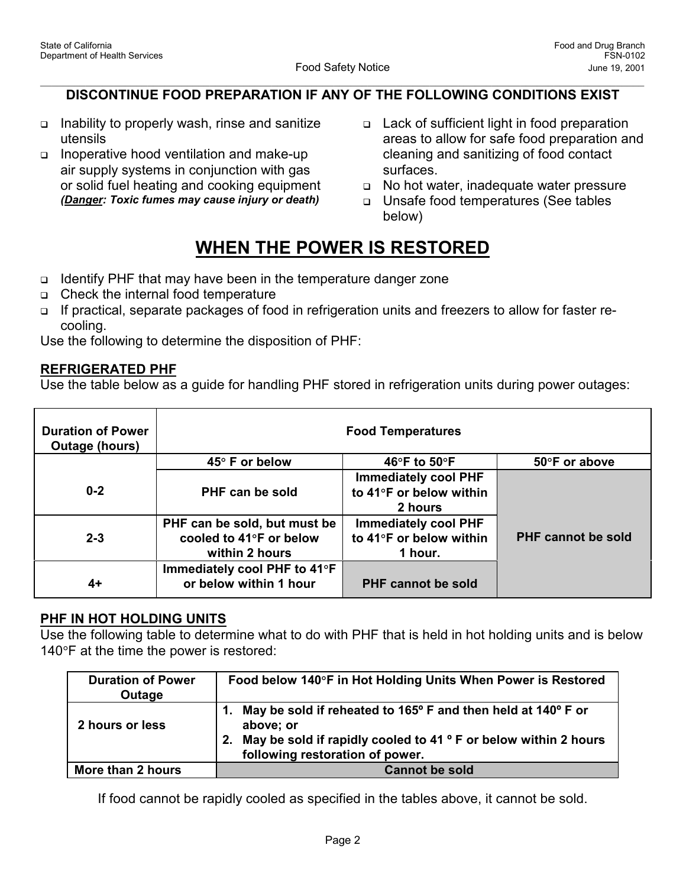**DISCONTINUE FOOD PREPARATION IF ANY OF THE FOLLOWING CONDITIONS EXIST**

- Inability to properly wash, rinse and sanitize utensils
- Inoperative hood ventilation and make-up air supply systems in conjunction with gas or solid fuel heating and cooking equipment ***(Danger: Toxic fumes may cause injury or death)***
- Lack of sufficient light in food preparation areas to allow for safe food preparation and cleaning and sanitizing of food contact surfaces.
- No hot water, inadequate water pressure
- Unsafe food temperatures (See tables below)

# WHEN THE POWER IS RESTORED

- Identify PHF that may have been in the temperature danger zone
- Check the internal food temperature
- If practical, separate packages of food in refrigeration units and freezers to allow for faster re-cooling.

Use the following to determine the disposition of PHF:

## REFRIGERATED PHF

Use the table below as a guide for handling PHF stored in refrigeration units during power outages:

| Duration of Power Outage (hours) | Food Temperatures | | |
|---|---|---|---|
| | 45° F or below | 46°F to 50°F | 50°F or above |
| 0-2 | PHF can be sold | Immediately cool PHF to 41°F or below within 2 hours | PHF cannot be sold |
| 2-3 | PHF can be sold, but must be cooled to 41°F or below within 2 hours | Immediately cool PHF to 41°F or below within 1 hour. | PHF cannot be sold |
| 4+ | Immediately cool PHF to 41°F or below within 1 hour | PHF cannot be sold | PHF cannot be sold |

## PHF IN HOT HOLDING UNITS

Use the following table to determine what to do with PHF that is held in hot holding units and is below 140°F at the time the power is restored:

| Duration of Power Outage | Food below 140°F in Hot Holding Units When Power is Restored |
|---|---|
| 2 hours or less | 1. May be sold if reheated to 165º F and then held at 140º F or above; or 2. May be sold if rapidly cooled to 41 º F or below within 2 hours following restoration of power. |
| More than 2 hours | Cannot be sold |

If food cannot be rapidly cooled as specified in the tables above, it cannot be sold.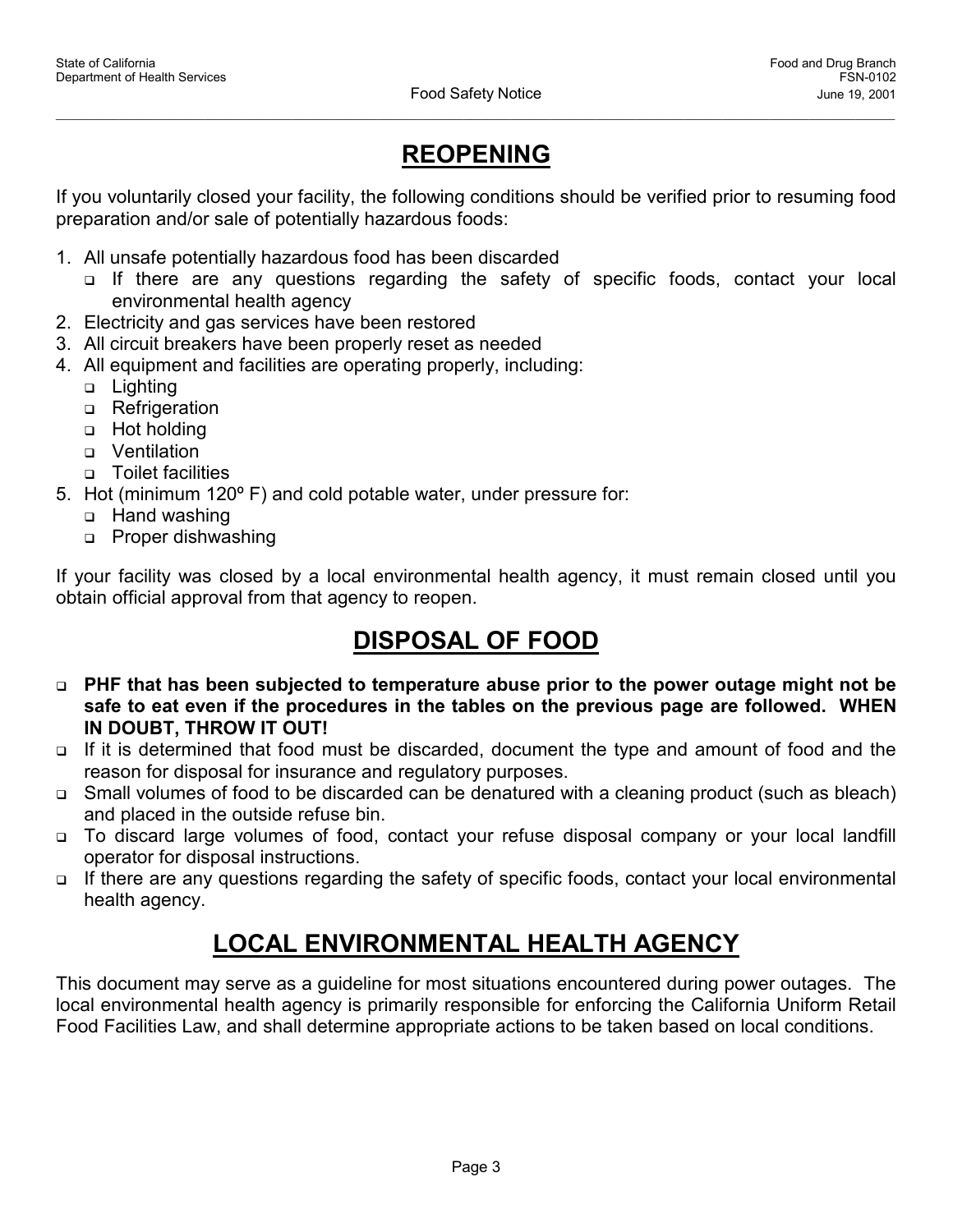## REOPENING

If you voluntarily closed your facility, the following conditions should be verified prior to resuming food preparation and/or sale of potentially hazardous foods:

1. All unsafe potentially hazardous food has been discarded
   - If there are any questions regarding the safety of specific foods, contact your local environmental health agency
2. Electricity and gas services have been restored
3. All circuit breakers have been properly reset as needed
4. All equipment and facilities are operating properly, including:
   - Lighting
   - Refrigeration
   - Hot holding
   - Ventilation
   - Toilet facilities
5. Hot (minimum 120º F) and cold potable water, under pressure for:
   - Hand washing
   - Proper dishwashing

If your facility was closed by a local environmental health agency, it must remain closed until you obtain official approval from that agency to reopen.

## DISPOSAL OF FOOD

- **PHF that has been subjected to temperature abuse prior to the power outage might not be safe to eat even if the procedures in the tables on the previous page are followed. WHEN IN DOUBT, THROW IT OUT!**
- If it is determined that food must be discarded, document the type and amount of food and the reason for disposal for insurance and regulatory purposes.
- Small volumes of food to be discarded can be denatured with a cleaning product (such as bleach) and placed in the outside refuse bin.
- To discard large volumes of food, contact your refuse disposal company or your local landfill operator for disposal instructions.
- If there are any questions regarding the safety of specific foods, contact your local environmental health agency.

## LOCAL ENVIRONMENTAL HEALTH AGENCY

This document may serve as a guideline for most situations encountered during power outages. The local environmental health agency is primarily responsible for enforcing the California Uniform Retail Food Facilities Law, and shall determine appropriate actions to be taken based on local conditions.